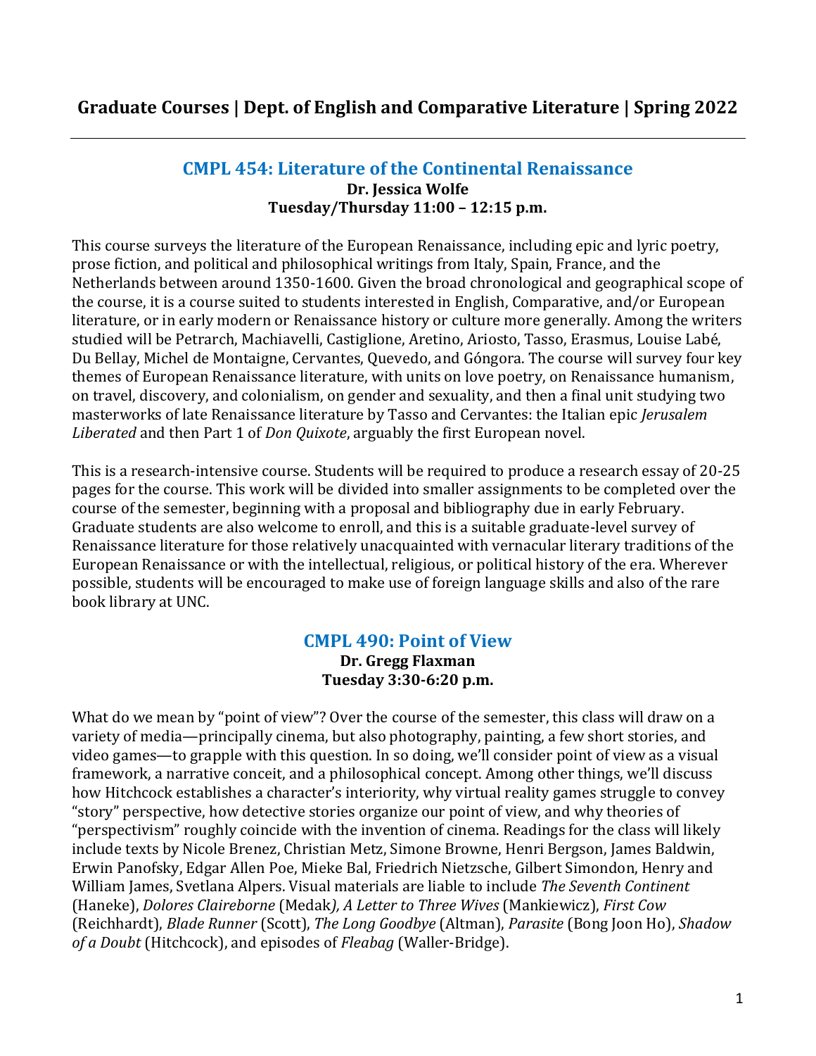# Graduate Courses | Dept. of English and Comparative Literature | Spring 2022

---

## CMPL 454: Literature of the Continental Renaissance

**Dr. Jessica Wolfe**
**Tuesday/Thursday 11:00 – 12:15 p.m.**

This course surveys the literature of the European Renaissance, including epic and lyric poetry, prose fiction, and political and philosophical writings from Italy, Spain, France, and the Netherlands between around 1350-1600. Given the broad chronological and geographical scope of the course, it is a course suited to students interested in English, Comparative, and/or European literature, or in early modern or Renaissance history or culture more generally. Among the writers studied will be Petrarch, Machiavelli, Castiglione, Aretino, Ariosto, Tasso, Erasmus, Louise Labé, Du Bellay, Michel de Montaigne, Cervantes, Quevedo, and Góngora. The course will survey four key themes of European Renaissance literature, with units on love poetry, on Renaissance humanism, on travel, discovery, and colonialism, on gender and sexuality, and then a final unit studying two masterworks of late Renaissance literature by Tasso and Cervantes: the Italian epic *Jerusalem Liberated* and then Part 1 of *Don Quixote*, arguably the first European novel.

This is a research-intensive course. Students will be required to produce a research essay of 20-25 pages for the course. This work will be divided into smaller assignments to be completed over the course of the semester, beginning with a proposal and bibliography due in early February. Graduate students are also welcome to enroll, and this is a suitable graduate-level survey of Renaissance literature for those relatively unacquainted with vernacular literary traditions of the European Renaissance or with the intellectual, religious, or political history of the era. Wherever possible, students will be encouraged to make use of foreign language skills and also of the rare book library at UNC.

## CMPL 490: Point of View

**Dr. Gregg Flaxman**
**Tuesday 3:30-6:20 p.m.**

What do we mean by "point of view"? Over the course of the semester, this class will draw on a variety of media—principally cinema, but also photography, painting, a few short stories, and video games—to grapple with this question. In so doing, we'll consider point of view as a visual framework, a narrative conceit, and a philosophical concept. Among other things, we'll discuss how Hitchcock establishes a character's interiority, why virtual reality games struggle to convey "story" perspective, how detective stories organize our point of view, and why theories of "perspectivism" roughly coincide with the invention of cinema. Readings for the class will likely include texts by Nicole Brenez, Christian Metz, Simone Browne, Henri Bergson, James Baldwin, Erwin Panofsky, Edgar Allen Poe, Mieke Bal, Friedrich Nietzsche, Gilbert Simondon, Henry and William James, Svetlana Alpers. Visual materials are liable to include *The Seventh Continent* (Haneke), *Dolores Claireborne* (Medak*), A Letter to Three Wives* (Mankiewicz), *First Cow* (Reichhardt), *Blade Runner* (Scott), *The Long Goodbye* (Altman), *Parasite* (Bong Joon Ho), *Shadow of a Doubt* (Hitchcock), and episodes of *Fleabag* (Waller-Bridge).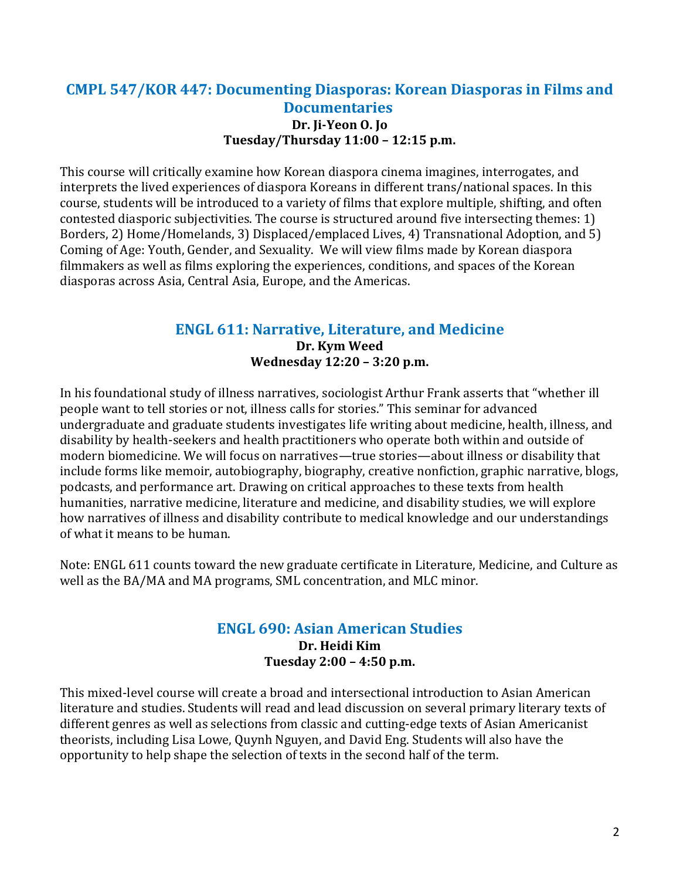## CMPL 547/KOR 447: Documenting Diasporas: Korean Diasporas in Films and Documentaries

**Dr. Ji-Yeon O. Jo**
**Tuesday/Thursday 11:00 – 12:15 p.m.**

This course will critically examine how Korean diaspora cinema imagines, interrogates, and interprets the lived experiences of diaspora Koreans in different trans/national spaces. In this course, students will be introduced to a variety of films that explore multiple, shifting, and often contested diasporic subjectivities. The course is structured around five intersecting themes: 1) Borders, 2) Home/Homelands, 3) Displaced/emplaced Lives, 4) Transnational Adoption, and 5) Coming of Age: Youth, Gender, and Sexuality. We will view films made by Korean diaspora filmmakers as well as films exploring the experiences, conditions, and spaces of the Korean diasporas across Asia, Central Asia, Europe, and the Americas.

## ENGL 611: Narrative, Literature, and Medicine

**Dr. Kym Weed**
**Wednesday 12:20 – 3:20 p.m.**

In his foundational study of illness narratives, sociologist Arthur Frank asserts that "whether ill people want to tell stories or not, illness calls for stories." This seminar for advanced undergraduate and graduate students investigates life writing about medicine, health, illness, and disability by health-seekers and health practitioners who operate both within and outside of modern biomedicine. We will focus on narratives—true stories—about illness or disability that include forms like memoir, autobiography, biography, creative nonfiction, graphic narrative, blogs, podcasts, and performance art. Drawing on critical approaches to these texts from health humanities, narrative medicine, literature and medicine, and disability studies, we will explore how narratives of illness and disability contribute to medical knowledge and our understandings of what it means to be human.

Note: ENGL 611 counts toward the new graduate certificate in Literature, Medicine, and Culture as well as the BA/MA and MA programs, SML concentration, and MLC minor.

## ENGL 690: Asian American Studies

**Dr. Heidi Kim**
**Tuesday 2:00 – 4:50 p.m.**

This mixed-level course will create a broad and intersectional introduction to Asian American literature and studies. Students will read and lead discussion on several primary literary texts of different genres as well as selections from classic and cutting-edge texts of Asian Americanist theorists, including Lisa Lowe, Quynh Nguyen, and David Eng. Students will also have the opportunity to help shape the selection of texts in the second half of the term.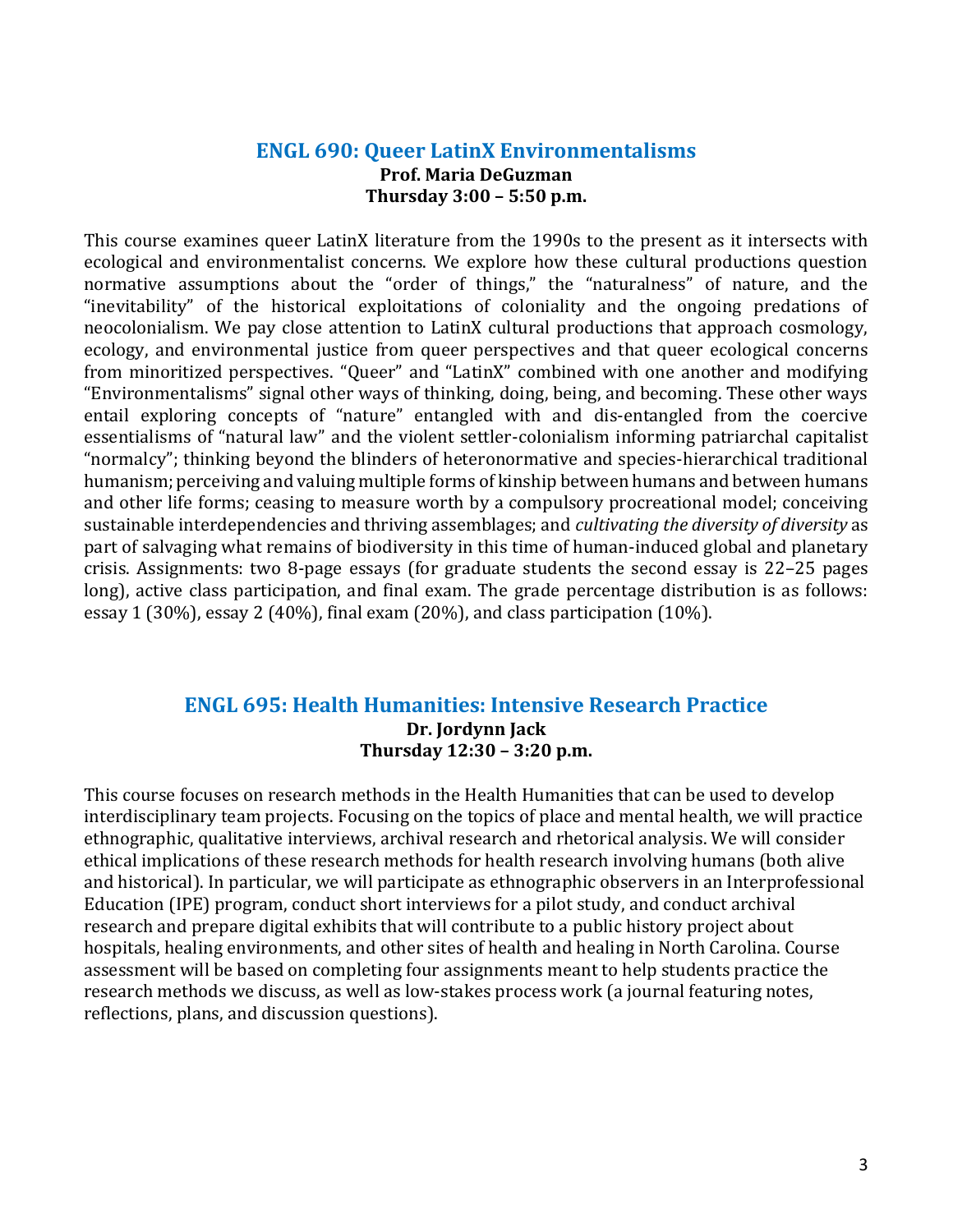## ENGL 690: Queer LatinX Environmentalisms

**Prof. Maria DeGuzman**
**Thursday 3:00 – 5:50 p.m.**

This course examines queer LatinX literature from the 1990s to the present as it intersects with ecological and environmentalist concerns. We explore how these cultural productions question normative assumptions about the "order of things," the "naturalness" of nature, and the "inevitability" of the historical exploitations of coloniality and the ongoing predations of neocolonialism. We pay close attention to LatinX cultural productions that approach cosmology, ecology, and environmental justice from queer perspectives and that queer ecological concerns from minoritized perspectives. "Queer" and "LatinX" combined with one another and modifying "Environmentalisms" signal other ways of thinking, doing, being, and becoming. These other ways entail exploring concepts of "nature" entangled with and dis-entangled from the coercive essentialisms of "natural law" and the violent settler-colonialism informing patriarchal capitalist "normalcy"; thinking beyond the blinders of heteronormative and species-hierarchical traditional humanism; perceiving and valuing multiple forms of kinship between humans and between humans and other life forms; ceasing to measure worth by a compulsory procreational model; conceiving sustainable interdependencies and thriving assemblages; and *cultivating the diversity of diversity* as part of salvaging what remains of biodiversity in this time of human-induced global and planetary crisis. Assignments: two 8-page essays (for graduate students the second essay is 22–25 pages long), active class participation, and final exam. The grade percentage distribution is as follows: essay 1 (30%), essay 2 (40%), final exam (20%), and class participation (10%).

## ENGL 695: Health Humanities: Intensive Research Practice

**Dr. Jordynn Jack**
**Thursday 12:30 – 3:20 p.m.**

This course focuses on research methods in the Health Humanities that can be used to develop interdisciplinary team projects. Focusing on the topics of place and mental health, we will practice ethnographic, qualitative interviews, archival research and rhetorical analysis. We will consider ethical implications of these research methods for health research involving humans (both alive and historical). In particular, we will participate as ethnographic observers in an Interprofessional Education (IPE) program, conduct short interviews for a pilot study, and conduct archival research and prepare digital exhibits that will contribute to a public history project about hospitals, healing environments, and other sites of health and healing in North Carolina. Course assessment will be based on completing four assignments meant to help students practice the research methods we discuss, as well as low-stakes process work (a journal featuring notes, reflections, plans, and discussion questions).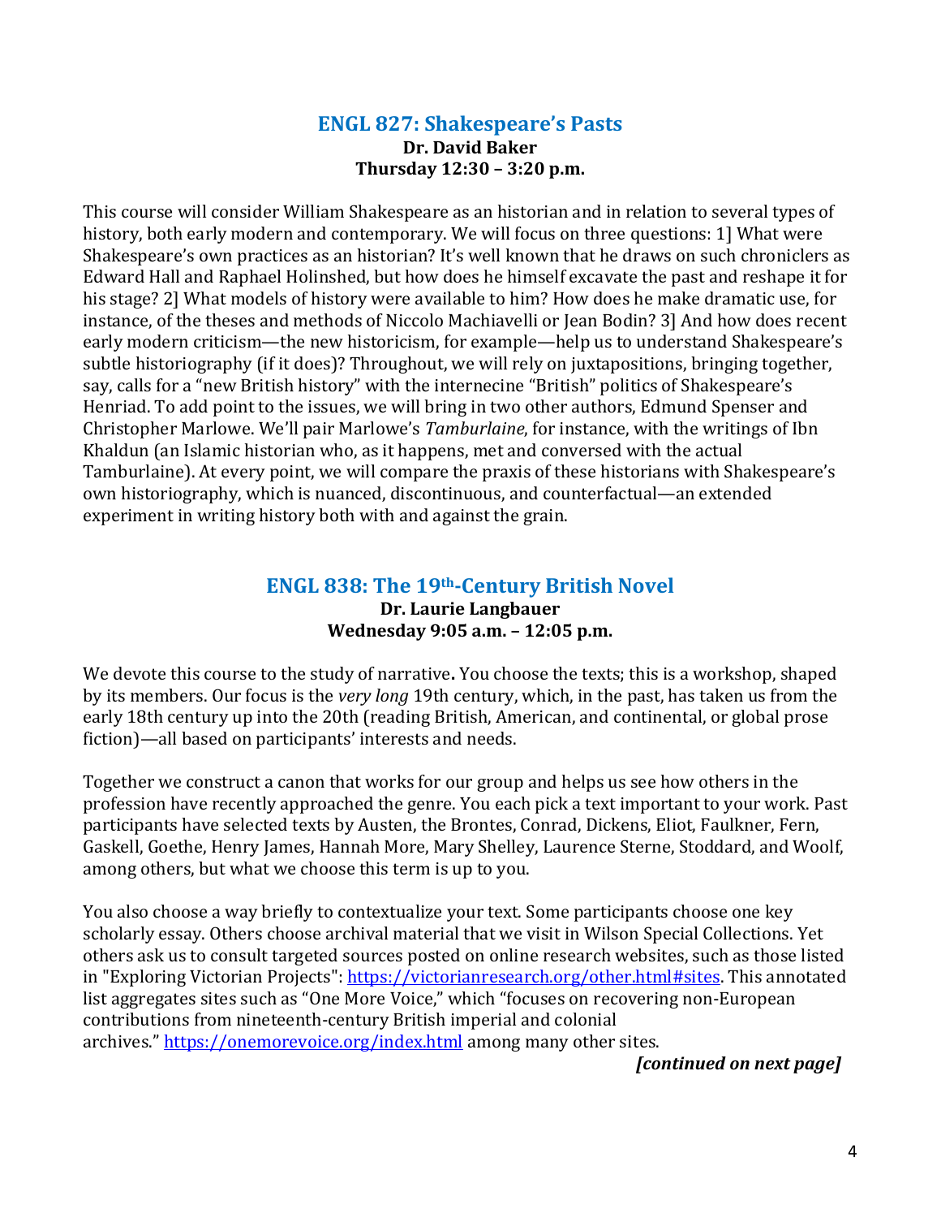## ENGL 827: Shakespeare's Pasts

**Dr. David Baker**
**Thursday 12:30 – 3:20 p.m.**

This course will consider William Shakespeare as an historian and in relation to several types of history, both early modern and contemporary. We will focus on three questions: 1] What were Shakespeare's own practices as an historian? It's well known that he draws on such chroniclers as Edward Hall and Raphael Holinshed, but how does he himself excavate the past and reshape it for his stage? 2] What models of history were available to him? How does he make dramatic use, for instance, of the theses and methods of Niccolo Machiavelli or Jean Bodin? 3] And how does recent early modern criticism—the new historicism, for example—help us to understand Shakespeare's subtle historiography (if it does)? Throughout, we will rely on juxtapositions, bringing together, say, calls for a "new British history" with the internecine "British" politics of Shakespeare's Henriad. To add point to the issues, we will bring in two other authors, Edmund Spenser and Christopher Marlowe. We'll pair Marlowe's *Tamburlaine*, for instance, with the writings of Ibn Khaldun (an Islamic historian who, as it happens, met and conversed with the actual Tamburlaine). At every point, we will compare the praxis of these historians with Shakespeare's own historiography, which is nuanced, discontinuous, and counterfactual—an extended experiment in writing history both with and against the grain.

## ENGL 838: The 19th-Century British Novel

**Dr. Laurie Langbauer**
**Wednesday 9:05 a.m. – 12:05 p.m.**

We devote this course to the study of narrative**.** You choose the texts; this is a workshop, shaped by its members. Our focus is the *very long* 19th century, which, in the past, has taken us from the early 18th century up into the 20th (reading British, American, and continental, or global prose fiction)—all based on participants' interests and needs.

Together we construct a canon that works for our group and helps us see how others in the profession have recently approached the genre. You each pick a text important to your work. Past participants have selected texts by Austen, the Brontes, Conrad, Dickens, Eliot, Faulkner, Fern, Gaskell, Goethe, Henry James, Hannah More, Mary Shelley, Laurence Sterne, Stoddard, and Woolf, among others, but what we choose this term is up to you.

You also choose a way briefly to contextualize your text. Some participants choose one key scholarly essay. Others choose archival material that we visit in Wilson Special Collections. Yet others ask us to consult targeted sources posted on online research websites, such as those listed in "Exploring Victorian Projects": https://victorianresearch.org/other.html#sites. This annotated list aggregates sites such as "One More Voice," which "focuses on recovering non-European contributions from nineteenth-century British imperial and colonial archives." https://onemorevoice.org/index.html among many other sites.

***[continued on next page]***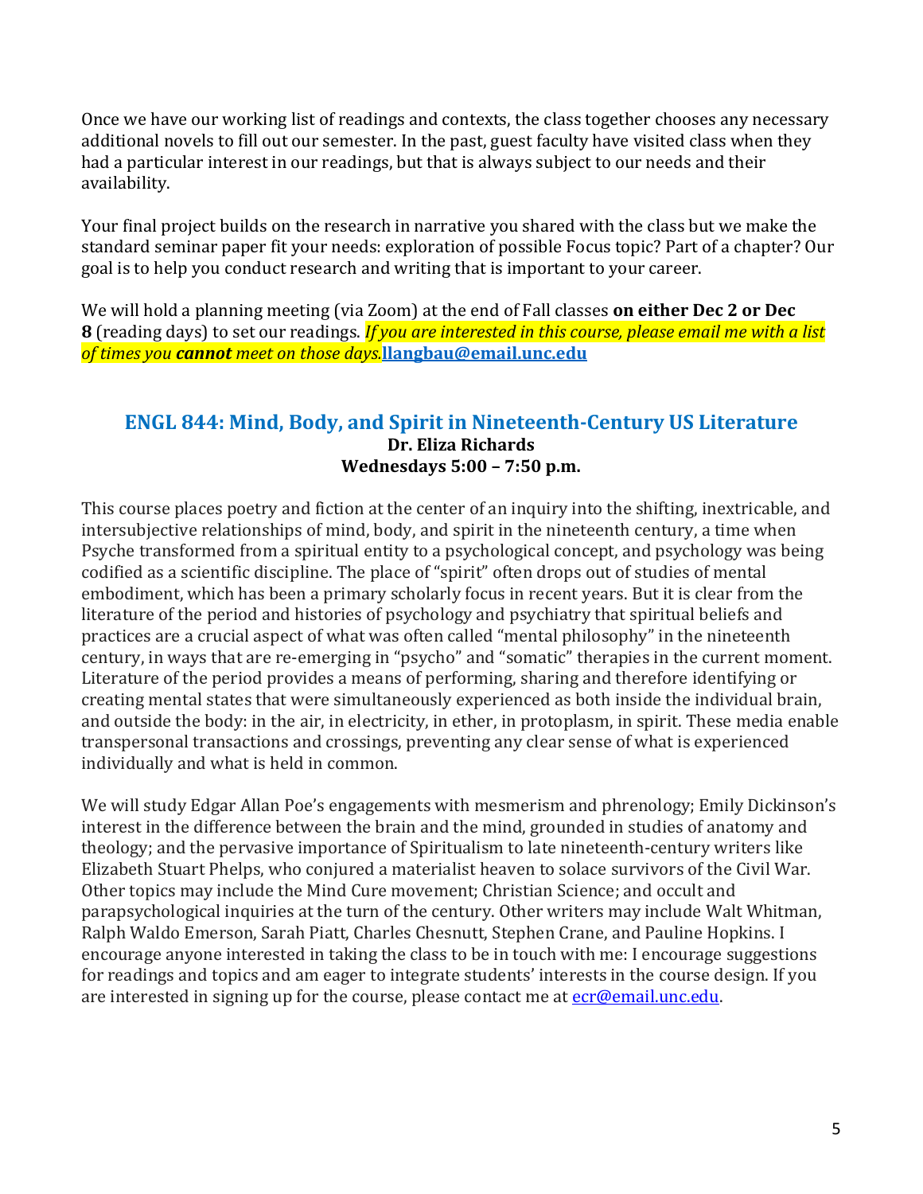Once we have our working list of readings and contexts, the class together chooses any necessary additional novels to fill out our semester. In the past, guest faculty have visited class when they had a particular interest in our readings, but that is always subject to our needs and their availability.

Your final project builds on the research in narrative you shared with the class but we make the standard seminar paper fit your needs: exploration of possible Focus topic? Part of a chapter? Our goal is to help you conduct research and writing that is important to your career.

We will hold a planning meeting (via Zoom) at the end of Fall classes **on either Dec 2 or Dec 8** (reading days) to set our readings. *If you are interested in this course, please email me with a list of times you **cannot** meet on those days.* **llangbau@email.unc.edu**

## ENGL 844: Mind, Body, and Spirit in Nineteenth-Century US Literature

**Dr. Eliza Richards**
**Wednesdays 5:00 – 7:50 p.m.**

This course places poetry and fiction at the center of an inquiry into the shifting, inextricable, and intersubjective relationships of mind, body, and spirit in the nineteenth century, a time when Psyche transformed from a spiritual entity to a psychological concept, and psychology was being codified as a scientific discipline. The place of "spirit" often drops out of studies of mental embodiment, which has been a primary scholarly focus in recent years. But it is clear from the literature of the period and histories of psychology and psychiatry that spiritual beliefs and practices are a crucial aspect of what was often called "mental philosophy" in the nineteenth century, in ways that are re-emerging in "psycho" and "somatic" therapies in the current moment. Literature of the period provides a means of performing, sharing and therefore identifying or creating mental states that were simultaneously experienced as both inside the individual brain, and outside the body: in the air, in electricity, in ether, in protoplasm, in spirit. These media enable transpersonal transactions and crossings, preventing any clear sense of what is experienced individually and what is held in common.

We will study Edgar Allan Poe's engagements with mesmerism and phrenology; Emily Dickinson's interest in the difference between the brain and the mind, grounded in studies of anatomy and theology; and the pervasive importance of Spiritualism to late nineteenth-century writers like Elizabeth Stuart Phelps, who conjured a materialist heaven to solace survivors of the Civil War. Other topics may include the Mind Cure movement; Christian Science; and occult and parapsychological inquiries at the turn of the century. Other writers may include Walt Whitman, Ralph Waldo Emerson, Sarah Piatt, Charles Chesnutt, Stephen Crane, and Pauline Hopkins. I encourage anyone interested in taking the class to be in touch with me: I encourage suggestions for readings and topics and am eager to integrate students' interests in the course design. If you are interested in signing up for the course, please contact me at ecr@email.unc.edu.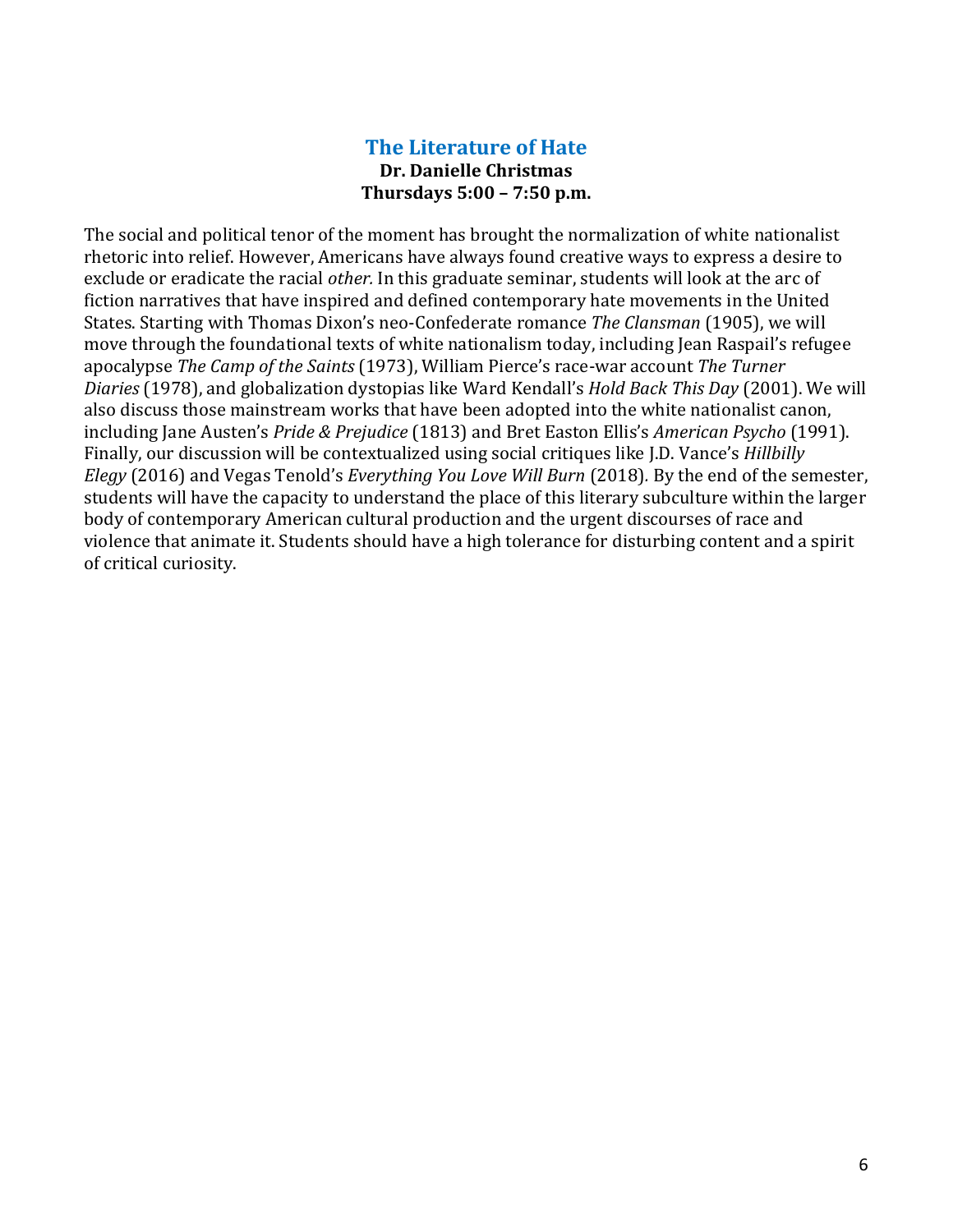## The Literature of Hate

**Dr. Danielle Christmas**
**Thursdays 5:00 – 7:50 p.m.**

The social and political tenor of the moment has brought the normalization of white nationalist rhetoric into relief. However, Americans have always found creative ways to express a desire to exclude or eradicate the racial *other.* In this graduate seminar, students will look at the arc of fiction narratives that have inspired and defined contemporary hate movements in the United States. Starting with Thomas Dixon's neo-Confederate romance *The Clansman* (1905), we will move through the foundational texts of white nationalism today, including Jean Raspail's refugee apocalypse *The Camp of the Saints* (1973), William Pierce's race-war account *The Turner Diaries* (1978), and globalization dystopias like Ward Kendall's *Hold Back This Day* (2001). We will also discuss those mainstream works that have been adopted into the white nationalist canon, including Jane Austen's *Pride & Prejudice* (1813) and Bret Easton Ellis's *American Psycho* (1991). Finally, our discussion will be contextualized using social critiques like J.D. Vance's *Hillbilly Elegy* (2016) and Vegas Tenold's *Everything You Love Will Burn* (2018). By the end of the semester, students will have the capacity to understand the place of this literary subculture within the larger body of contemporary American cultural production and the urgent discourses of race and violence that animate it. Students should have a high tolerance for disturbing content and a spirit of critical curiosity.